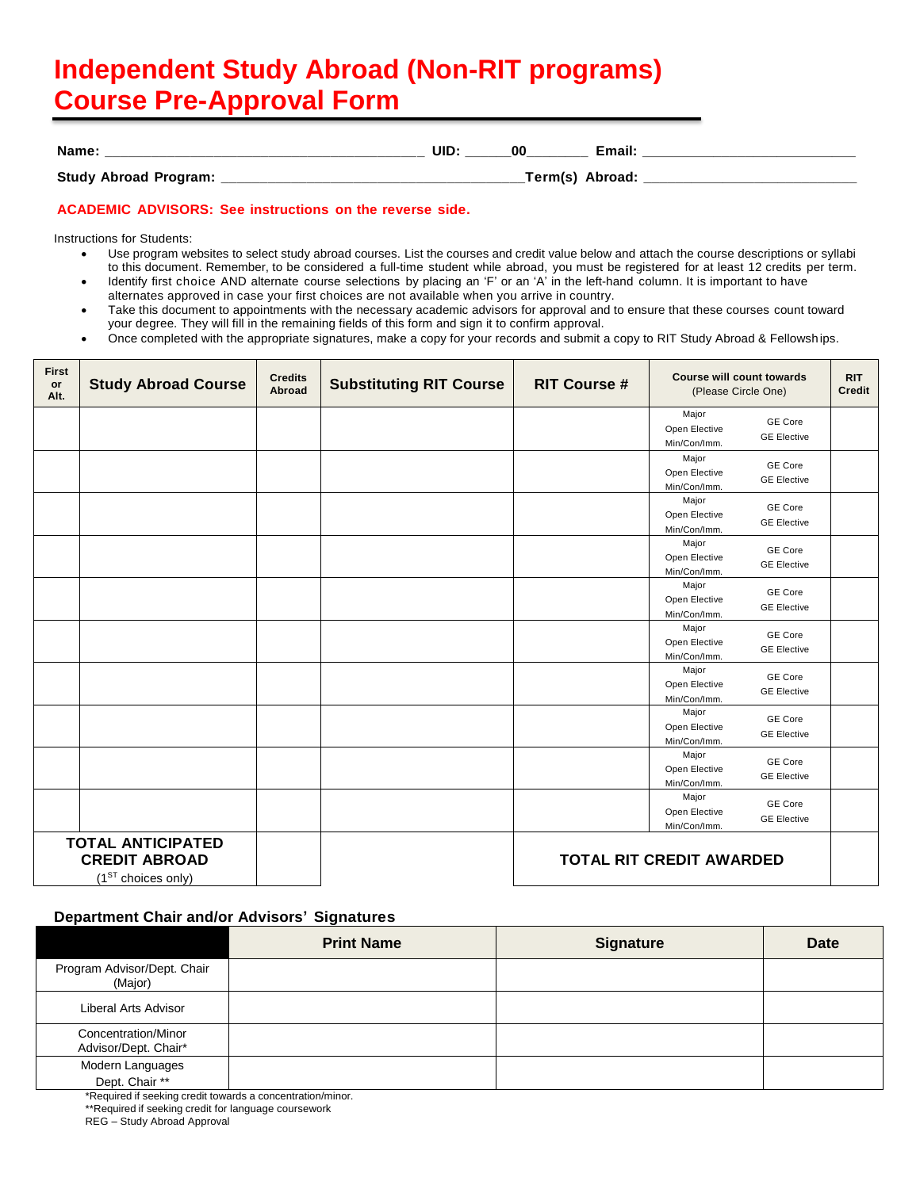# Independent Study Abroad (Non-RIT programs) Course Pre-Approval Form

**Name:** ________________________________________ **UID:** ______00________ **Email:** ___________________________

**Study Abroad Program:** ______________________________________ **Term(s) Abroad:** ___________________________

**ACADEMIC ADVISORS: See instructions on the reverse side.**

Instructions for Students:

- Use program websites to select study abroad courses. List the courses and credit value below and attach the course descriptions or syllabi to this document. Remember, to be considered a full-time student while abroad, you must be registered for at least 12 credits per term.
- Identify first choice AND alternate course selections by placing an 'F' or an 'A' in the left-hand column. It is important to have alternates approved in case your first choices are not available when you arrive in country.
- Take this document to appointments with the necessary academic advisors for approval and to ensure that these courses count toward your degree. They will fill in the remaining fields of this form and sign it to confirm approval.
- Once completed with the appropriate signatures, make a copy for your records and submit a copy to RIT Study Abroad & Fellowships.

| First or Alt. | Study Abroad Course | Credits Abroad | Substituting RIT Course | RIT Course # | Course will count towards (Please Circle One) | RIT Credit |
|---|---|---|---|---|---|---|
| | | | | | Major / Open Elective / Min/Con/Imm. / GE Core / GE Elective | |
| | | | | | Major / Open Elective / Min/Con/Imm. / GE Core / GE Elective | |
| | | | | | Major / Open Elective / Min/Con/Imm. / GE Core / GE Elective | |
| | | | | | Major / Open Elective / Min/Con/Imm. / GE Core / GE Elective | |
| | | | | | Major / Open Elective / Min/Con/Imm. / GE Core / GE Elective | |
| | | | | | Major / Open Elective / Min/Con/Imm. / GE Core / GE Elective | |
| | | | | | Major / Open Elective / Min/Con/Imm. / GE Core / GE Elective | |
| | | | | | Major / Open Elective / Min/Con/Imm. / GE Core / GE Elective | |
| | | | | | Major / Open Elective / Min/Con/Imm. / GE Core / GE Elective | |
| | | | | | Major / Open Elective / Min/Con/Imm. / GE Core / GE Elective | |
| **TOTAL ANTICIPATED CREDIT ABROAD** (1ST choices only) | | | | **TOTAL RIT CREDIT AWARDED** | | |

### Department Chair and/or Advisors' Signatures

| | Print Name | Signature | Date |
|---|---|---|---|
| Program Advisor/Dept. Chair (Major) | | | |
| Liberal Arts Advisor | | | |
| Concentration/Minor Advisor/Dept. Chair* | | | |
| Modern Languages Dept. Chair ** | | | |

*Required if seeking credit towards a concentration/minor.
**Required if seeking credit for language coursework
REG – Study Abroad Approval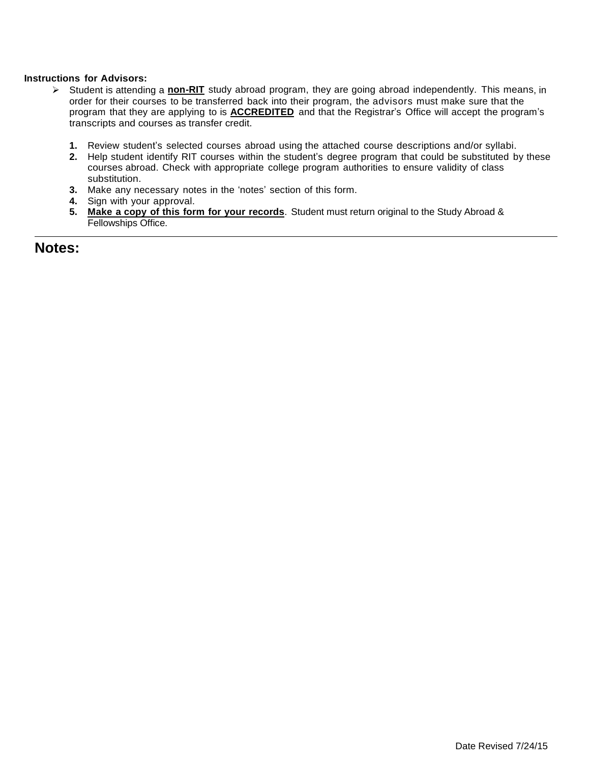**Instructions for Advisors:**

- Student is attending a **non-RIT** study abroad program, they are going abroad independently. This means, in order for their courses to be transferred back into their program, the advisors must make sure that the program that they are applying to is **ACCREDITED** and that the Registrar's Office will accept the program's transcripts and courses as transfer credit.

  1. Review student's selected courses abroad using the attached course descriptions and/or syllabi.
  2. Help student identify RIT courses within the student's degree program that could be substituted by these courses abroad. Check with appropriate college program authorities to ensure validity of class substitution.
  3. Make any necessary notes in the 'notes' section of this form.
  4. Sign with your approval.
  5. **Make a copy of this form for your records**. Student must return original to the Study Abroad & Fellowships Office.

---

## Notes:

Date Revised 7/24/15